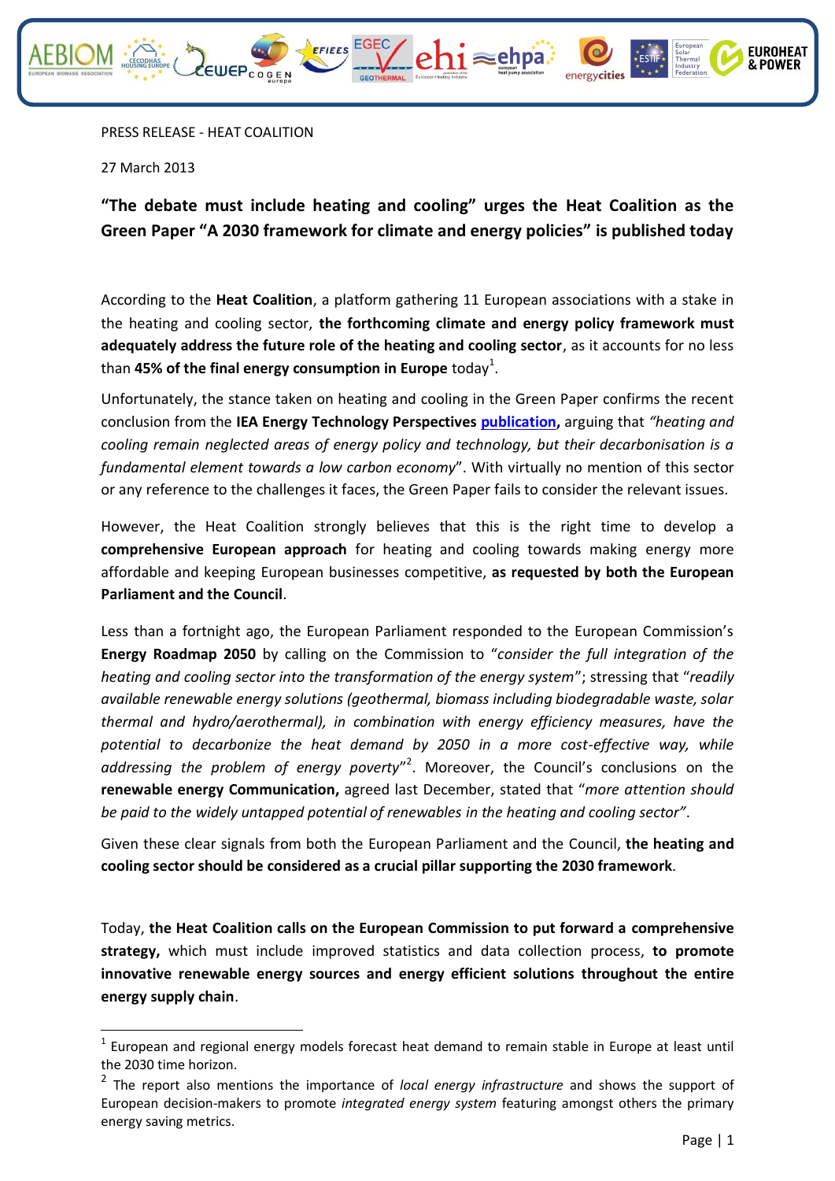PRESS RELEASE - HEAT COALITION

27 March 2013

## "The debate must include heating and cooling" urges the Heat Coalition as the Green Paper "A 2030 framework for climate and energy policies" is published today

According to the **Heat Coalition**, a platform gathering 11 European associations with a stake in the heating and cooling sector, **the forthcoming climate and energy policy framework must adequately address the future role of the heating and cooling sector**, as it accounts for no less than **45% of the final energy consumption in Europe** today[1].

Unfortunately, the stance taken on heating and cooling in the Green Paper confirms the recent conclusion from the **IEA Energy Technology Perspectives publication,** arguing that *"heating and cooling remain neglected areas of energy policy and technology, but their decarbonisation is a fundamental element towards a low carbon economy*". With virtually no mention of this sector or any reference to the challenges it faces, the Green Paper fails to consider the relevant issues.

However, the Heat Coalition strongly believes that this is the right time to develop a **comprehensive European approach** for heating and cooling towards making energy more affordable and keeping European businesses competitive, **as requested by both the European Parliament and the Council**.

Less than a fortnight ago, the European Parliament responded to the European Commission's **Energy Roadmap 2050** by calling on the Commission to "*consider the full integration of the heating and cooling sector into the transformation of the energy system*"; stressing that "*readily available renewable energy solutions (geothermal, biomass including biodegradable waste, solar thermal and hydro/aerothermal), in combination with energy efficiency measures, have the potential to decarbonize the heat demand by 2050 in a more cost-effective way, while addressing the problem of energy poverty*"[2]. Moreover, the Council's conclusions on the **renewable energy Communication,** agreed last December, stated that "*more attention should be paid to the widely untapped potential of renewables in the heating and cooling sector"*.

Given these clear signals from both the European Parliament and the Council, **the heating and cooling sector should be considered as a crucial pillar supporting the 2030 framework**.

Today, **the Heat Coalition calls on the European Commission to put forward a comprehensive strategy,** which must include improved statistics and data collection process, **to promote innovative renewable energy sources and energy efficient solutions throughout the entire energy supply chain**.

---

[1] European and regional energy models forecast heat demand to remain stable in Europe at least until the 2030 time horizon.

[2] The report also mentions the importance of *local energy infrastructure* and shows the support of European decision-makers to promote *integrated energy system* featuring amongst others the primary energy saving metrics.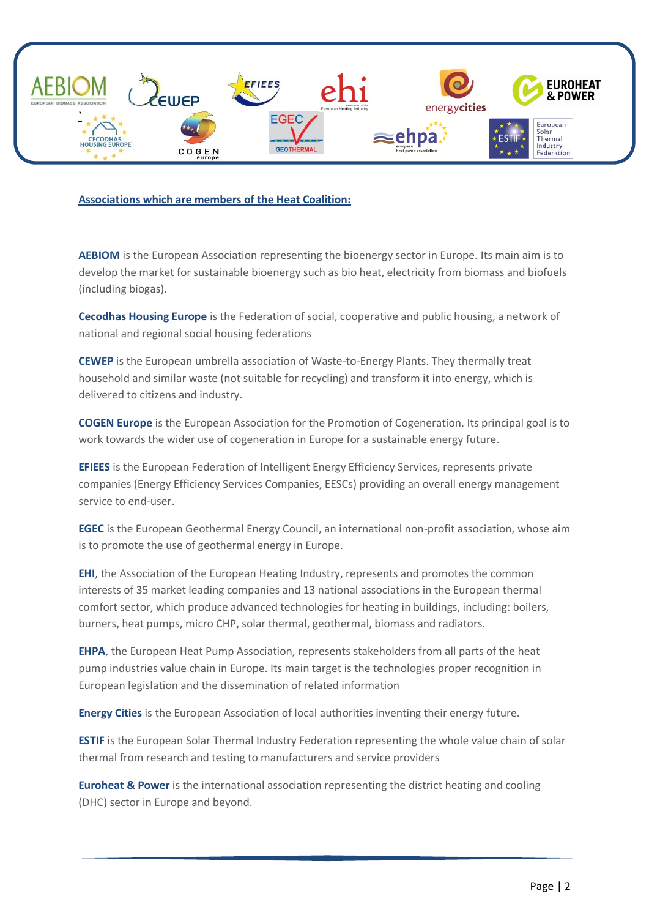## Associations which are members of the Heat Coalition:

**AEBIOM** is the European Association representing the bioenergy sector in Europe. Its main aim is to develop the market for sustainable bioenergy such as bio heat, electricity from biomass and biofuels (including biogas).

**Cecodhas Housing Europe** is the Federation of social, cooperative and public housing, a network of national and regional social housing federations

**CEWEP** is the European umbrella association of Waste-to-Energy Plants. They thermally treat household and similar waste (not suitable for recycling) and transform it into energy, which is delivered to citizens and industry.

**COGEN Europe** is the European Association for the Promotion of Cogeneration. Its principal goal is to work towards the wider use of cogeneration in Europe for a sustainable energy future.

**EFIEES** is the European Federation of Intelligent Energy Efficiency Services, represents private companies (Energy Efficiency Services Companies, EESCs) providing an overall energy management service to end-user.

**EGEC** is the European Geothermal Energy Council, an international non-profit association, whose aim is to promote the use of geothermal energy in Europe.

**EHI**, the Association of the European Heating Industry, represents and promotes the common interests of 35 market leading companies and 13 national associations in the European thermal comfort sector, which produce advanced technologies for heating in buildings, including: boilers, burners, heat pumps, micro CHP, solar thermal, geothermal, biomass and radiators.

**EHPA**, the European Heat Pump Association, represents stakeholders from all parts of the heat pump industries value chain in Europe. Its main target is the technologies proper recognition in European legislation and the dissemination of related information

**Energy Cities** is the European Association of local authorities inventing their energy future.

**ESTIF** is the European Solar Thermal Industry Federation representing the whole value chain of solar thermal from research and testing to manufacturers and service providers

**Euroheat & Power** is the international association representing the district heating and cooling (DHC) sector in Europe and beyond.